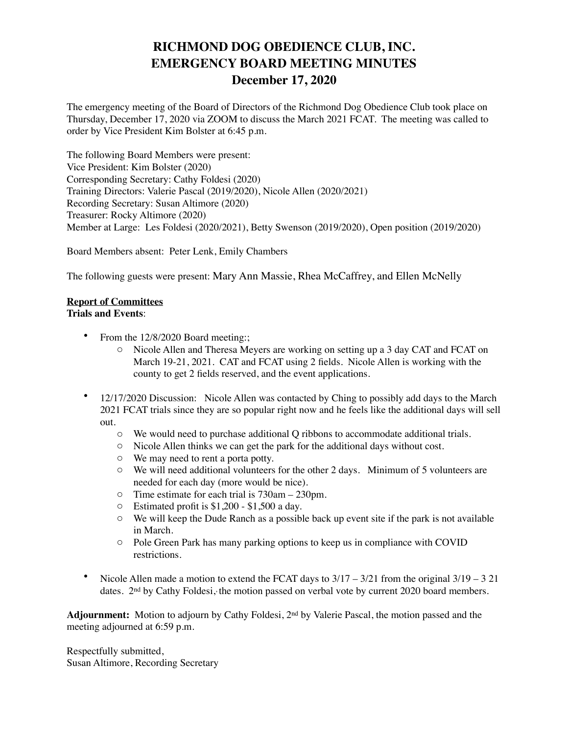# RICHMOND DOG OBEDIENCE CLUB, INC.
# EMERGENCY BOARD MEETING MINUTES
# December 17, 2020

The emergency meeting of the Board of Directors of the Richmond Dog Obedience Club took place on Thursday, December 17, 2020 via ZOOM to discuss the March 2021 FCAT. The meeting was called to order by Vice President Kim Bolster at 6:45 p.m.

The following Board Members were present:
Vice President: Kim Bolster (2020)
Corresponding Secretary: Cathy Foldesi (2020)
Training Directors: Valerie Pascal (2019/2020), Nicole Allen (2020/2021)
Recording Secretary: Susan Altimore (2020)
Treasurer: Rocky Altimore (2020)
Member at Large: Les Foldesi (2020/2021), Betty Swenson (2019/2020), Open position (2019/2020)

Board Members absent: Peter Lenk, Emily Chambers

The following guests were present: Mary Ann Massie, Rhea McCaffrey, and Ellen McNelly

**Report of Committees**
**Trials and Events**:

- From the 12/8/2020 Board meeting:;
  - Nicole Allen and Theresa Meyers are working on setting up a 3 day CAT and FCAT on March 19-21, 2021. CAT and FCAT using 2 fields. Nicole Allen is working with the county to get 2 fields reserved, and the event applications.

- 12/17/2020 Discussion: Nicole Allen was contacted by Ching to possibly add days to the March 2021 FCAT trials since they are so popular right now and he feels like the additional days will sell out.
  - We would need to purchase additional Q ribbons to accommodate additional trials.
  - Nicole Allen thinks we can get the park for the additional days without cost.
  - We may need to rent a porta potty.
  - We will need additional volunteers for the other 2 days. Minimum of 5 volunteers are needed for each day (more would be nice).
  - Time estimate for each trial is 730am – 230pm.
  - Estimated profit is $1,200 - $1,500 a day.
  - We will keep the Dude Ranch as a possible back up event site if the park is not available in March.
  - Pole Green Park has many parking options to keep us in compliance with COVID restrictions.

- Nicole Allen made a motion to extend the FCAT days to 3/17 – 3/21 from the original 3/19 – 3 21 dates. 2nd by Cathy Foldesi, the motion passed on verbal vote by current 2020 board members.

**Adjournment:** Motion to adjourn by Cathy Foldesi, 2nd by Valerie Pascal, the motion passed and the meeting adjourned at 6:59 p.m.

Respectfully submitted,
Susan Altimore, Recording Secretary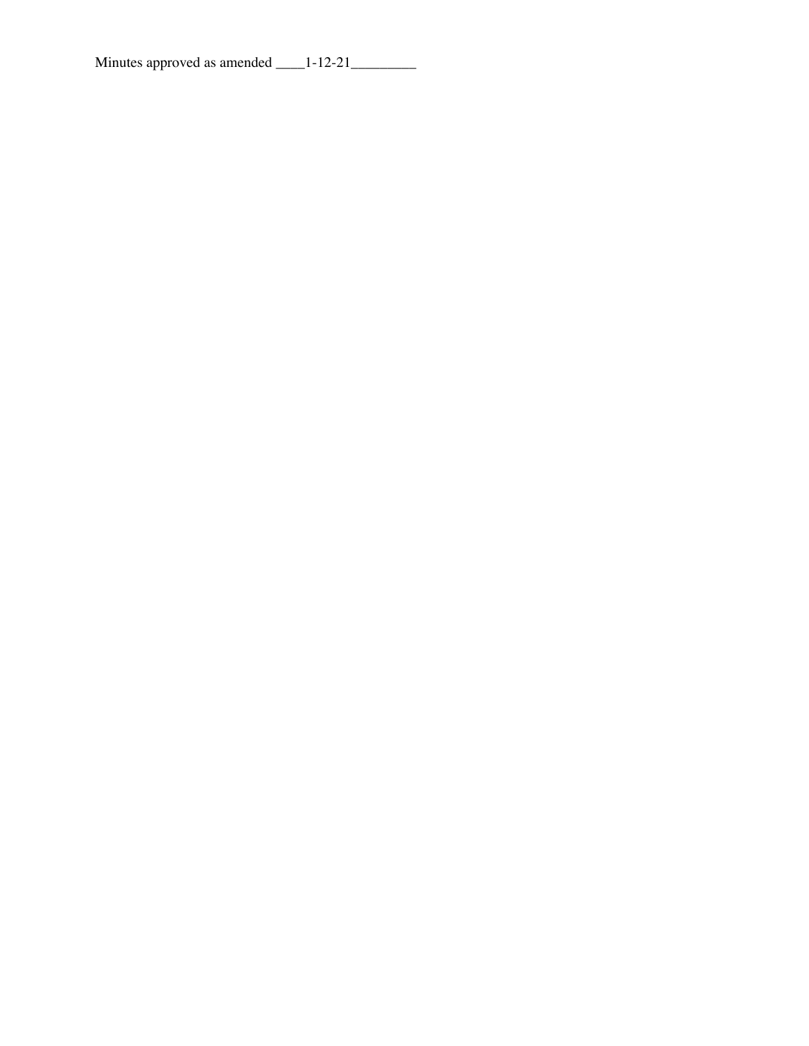Minutes approved as amended ____1-12-21_________